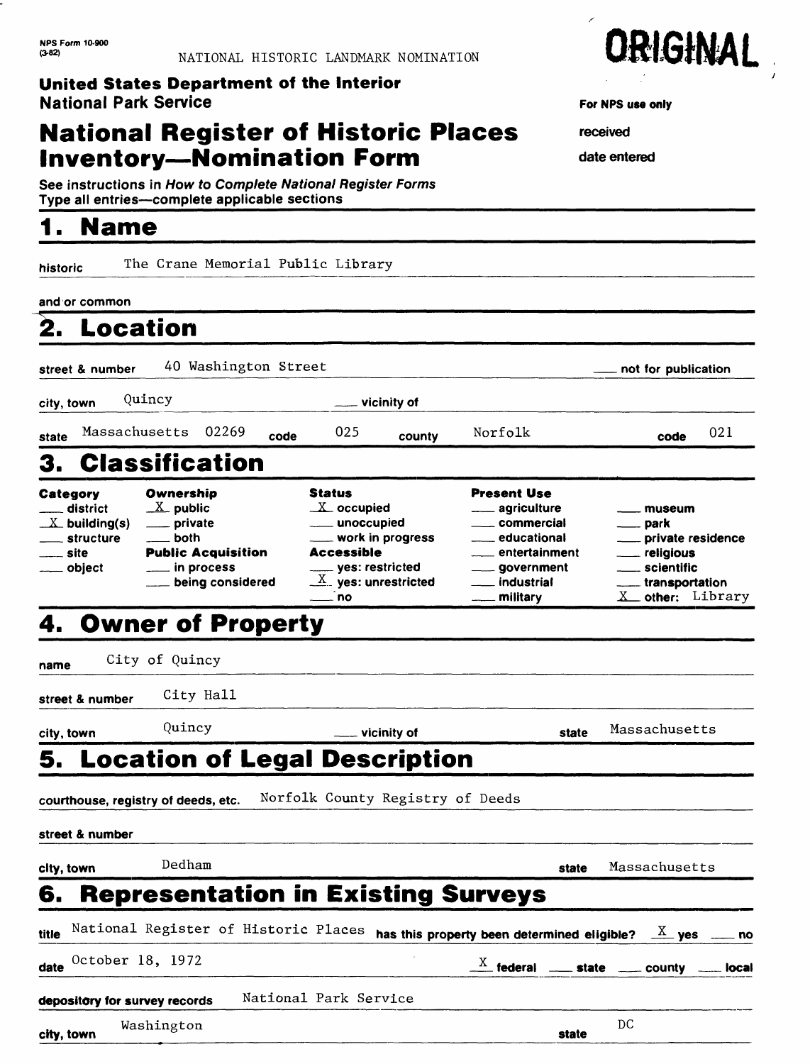NPS Form 10-900
(3-82)

NATIONAL HISTORIC LANDMARK NOMINATION

ORIGINAL

**United States Department of the Interior**
**National Park Service**

For NPS use only

received

date entered

# National Register of Historic Places Inventory—Nomination Form

See instructions in *How to Complete National Register Forms*
Type all entries—complete applicable sections

## 1. Name

historic The Crane Memorial Public Library

and/or common

## 2. Location

street & number 40 Washington Street ___ not for publication

city, town Quincy ___ vicinity of

state Massachusetts 02269 code 025 county Norfolk code 021

## 3. Classification

| Category | Ownership | Status | Present Use | |
|---|---|---|---|---|
| ___ district | X public | X occupied | ___ agriculture | ___ museum |
| X building(s) | ___ private | ___ unoccupied | ___ commercial | ___ park |
| ___ structure | ___ both | ___ work in progress | ___ educational | ___ private residence |
| ___ site | **Public Acquisition** | **Accessible** | ___ entertainment | ___ religious |
| ___ object | ___ in process | ___ yes: restricted | ___ government | ___ scientific |
| | ___ being considered | X yes: unrestricted | ___ industrial | ___ transportation |
| | | ___ no | ___ military | X other: Library |

## 4. Owner of Property

name City of Quincy

street & number City Hall

city, town Quincy ___ vicinity of state Massachusetts

## 5. Location of Legal Description

courthouse, registry of deeds, etc. Norfolk County Registry of Deeds

street & number

city, town Dedham state Massachusetts

## 6. Representation in Existing Surveys

title National Register of Historic Places has this property been determined eligible? X yes ___ no

date October 18, 1972 X federal ___ state ___ county ___ local

depository for survey records National Park Service

city, town Washington state DC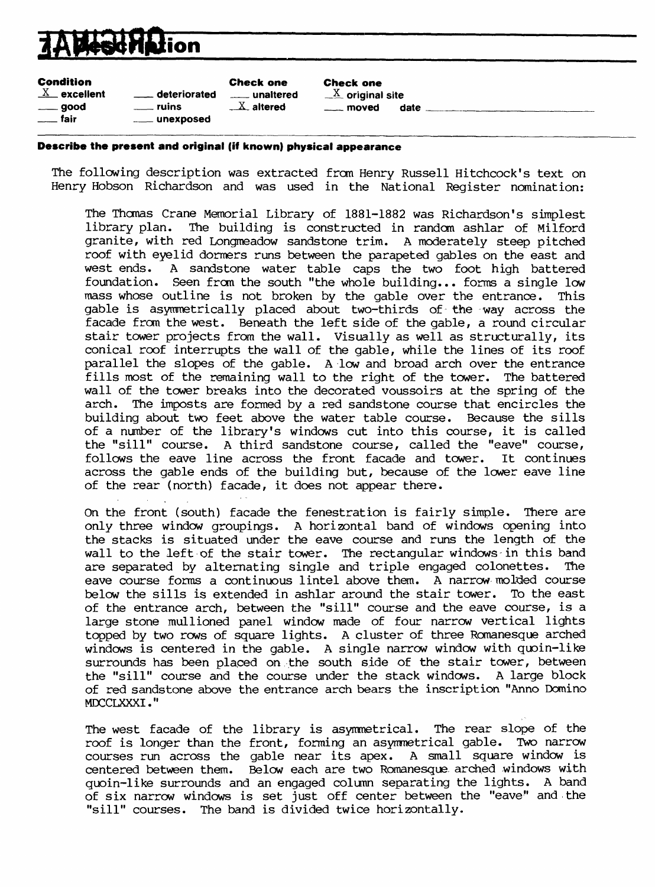# 7 Description

| Condition | | Check one | Check one |
|---|---|---|---|
| X excellent | ___ deteriorated | ___ unaltered | X original site |
| ___ good | ___ ruins | X altered | ___ moved date ___ |
| ___ fair | ___ unexposed | | |

**Describe the present and original (if known) physical appearance**

The following description was extracted from Henry Russell Hitchcock's text on Henry Hobson Richardson and was used in the National Register nomination:

The Thomas Crane Memorial Library of 1881-1882 was Richardson's simplest library plan. The building is constructed in random ashlar of Milford granite, with red Longmeadow sandstone trim. A moderately steep pitched roof with eyelid dormers runs between the parapeted gables on the east and west ends. A sandstone water table caps the two foot high battered foundation. Seen from the south "the whole building... forms a single low mass whose outline is not broken by the gable over the entrance. This gable is asymmetrically placed about two-thirds of the way across the facade from the west. Beneath the left side of the gable, a round circular stair tower projects from the wall. Visually as well as structurally, its conical roof interrupts the wall of the gable, while the lines of its roof parallel the slopes of the gable. A low and broad arch over the entrance fills most of the remaining wall to the right of the tower. The battered wall of the tower breaks into the decorated voussoirs at the spring of the arch. The imposts are formed by a red sandstone course that encircles the building about two feet above the water table course. Because the sills of a number of the library's windows cut into this course, it is called the "sill" course. A third sandstone course, called the "eave" course, follows the eave line across the front facade and tower. It continues across the gable ends of the building but, because of the lower eave line of the rear (north) facade, it does not appear there.

On the front (south) facade the fenestration is fairly simple. There are only three window groupings. A horizontal band of windows opening into the stacks is situated under the eave course and runs the length of the wall to the left of the stair tower. The rectangular windows in this band are separated by alternating single and triple engaged colonettes. The eave course forms a continuous lintel above them. A narrow molded course below the sills is extended in ashlar around the stair tower. To the east of the entrance arch, between the "sill" course and the eave course, is a large stone mullioned panel window made of four narrow vertical lights topped by two rows of square lights. A cluster of three Romanesque arched windows is centered in the gable. A single narrow window with quoin-like surrounds has been placed on the south side of the stair tower, between the "sill" course and the course under the stack windows. A large block of red sandstone above the entrance arch bears the inscription "Anno Domino MDCCLXXXI."

The west facade of the library is asymmetrical. The rear slope of the roof is longer than the front, forming an asymmetrical gable. Two narrow courses run across the gable near its apex. A small square window is centered between them. Below each are two Romanesque arched windows with quoin-like surrounds and an engaged column separating the lights. A band of six narrow windows is set just off center between the "eave" and the "sill" courses. The band is divided twice horizontally.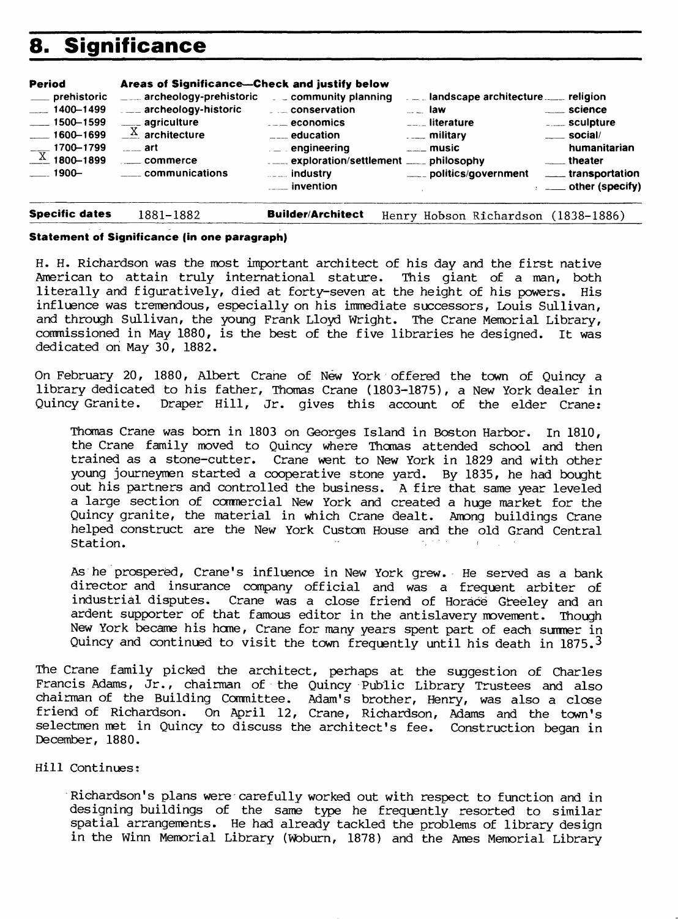# 8. Significance

| Period | Areas of Significance—Check and justify below | | | |
|---|---|---|---|---|
| ___ prehistoric | ___ archeology-prehistoric | ___ community planning | ___ landscape architecture | ___ religion |
| ___ 1400–1499 | ___ archeology-historic | ___ conservation | ___ law | ___ science |
| ___ 1500–1599 | ___ agriculture | ___ economics | ___ literature | ___ sculpture |
| ___ 1600–1699 | X architecture | ___ education | ___ military | ___ social/humanitarian |
| ___ 1700–1799 | ___ art | ___ engineering | ___ music | ___ theater |
| X 1800–1899 | ___ commerce | ___ exploration/settlement | ___ philosophy | ___ transportation |
| ___ 1900– | ___ communications | ___ industry | ___ politics/government | ___ other (specify) |
| | | ___ invention | | |

**Specific dates** 1881-1882 **Builder/Architect** Henry Hobson Richardson (1838-1886)

**Statement of Significance (in one paragraph)**

H. H. Richardson was the most important architect of his day and the first native American to attain truly international stature. This giant of a man, both literally and figuratively, died at forty-seven at the height of his powers. His influence was tremendous, especially on his immediate successors, Louis Sullivan, and through Sullivan, the young Frank Lloyd Wright. The Crane Memorial Library, commissioned in May 1880, is the best of the five libraries he designed. It was dedicated on May 30, 1882.

On February 20, 1880, Albert Crane of New York offered the town of Quincy a library dedicated to his father, Thomas Crane (1803-1875), a New York dealer in Quincy Granite. Draper Hill, Jr. gives this account of the elder Crane:

> Thomas Crane was born in 1803 on Georges Island in Boston Harbor. In 1810, the Crane family moved to Quincy where Thomas attended school and then trained as a stone-cutter. Crane went to New York in 1829 and with other young journeymen started a cooperative stone yard. By 1835, he had bought out his partners and controlled the business. A fire that same year leveled a large section of commercial New York and created a huge market for the Quincy granite, the material in which Crane dealt. Among buildings Crane helped construct are the New York Custom House and the old Grand Central Station.
>
> As he prospered, Crane's influence in New York grew. He served as a bank director and insurance company official and was a frequent arbiter of industrial disputes. Crane was a close friend of Horace Greeley and an ardent supporter of that famous editor in the antislavery movement. Though New York became his home, Crane for many years spent part of each summer in Quincy and continued to visit the town frequently until his death in 1875.[3]

The Crane family picked the architect, perhaps at the suggestion of Charles Francis Adams, Jr., chairman of the Quincy Public Library Trustees and also chairman of the Building Committee. Adam's brother, Henry, was also a close friend of Richardson. On April 12, Crane, Richardson, Adams and the town's selectmen met in Quincy to discuss the architect's fee. Construction began in December, 1880.

Hill Continues:

> Richardson's plans were carefully worked out with respect to function and in designing buildings of the same type he frequently resorted to similar spatial arrangements. He had already tackled the problems of library design in the Winn Memorial Library (Woburn, 1878) and the Ames Memorial Library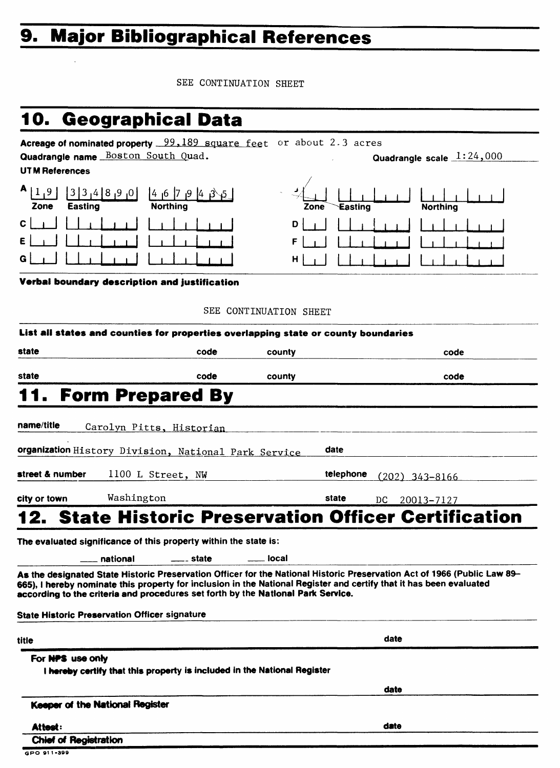# 9. Major Bibliographical References

SEE CONTINUATION SHEET

# 10. Geographical Data

**Acreage of nominated property** 99,189 square feet or about 2.3 acres

**Quadrangle name** Boston South Quad. **Quadrangle scale** 1:24,000

**UTM References**

| | Zone | Easting | Northing | | Zone | Easting | Northing |
|---|---|---|---|---|---|---|---|
| A | 1 9 | 3 3 4 8 9 0 | 4 6 7 9 4 3 5 | B | | | |
| C | | | | D | | | |
| E | | | | F | | | |
| G | | | | H | | | |

**Verbal boundary description and justification**

SEE CONTINUATION SHEET

**List all states and counties for properties overlapping state or county boundaries**

| state | code | county | code |
|---|---|---|---|
| state | code | county | code |

# 11. Form Prepared By

**name/title** Carolyn Pitts, Historian

**organization** History Division, National Park Service **date**

**street & number** 1100 L Street, NW **telephone** (202) 343-8166

**city or town** Washington **state** DC 20013-7127

# 12. State Historic Preservation Officer Certification

**The evaluated significance of this property within the state is:**

___ national ___ state ___ local

**As the designated State Historic Preservation Officer for the National Historic Preservation Act of 1966 (Public Law 89–665), I hereby nominate this property for inclusion in the National Register and certify that it has been evaluated according to the criteria and procedures set forth by the National Park Service.**

**State Historic Preservation Officer signature**

**title** **date**

**For NPS use only**

**I hereby certify that this property is included in the National Register**

**date**

**Keeper of the National Register**

**Attest:** **date**

**Chief of Registration**

GPO 911-399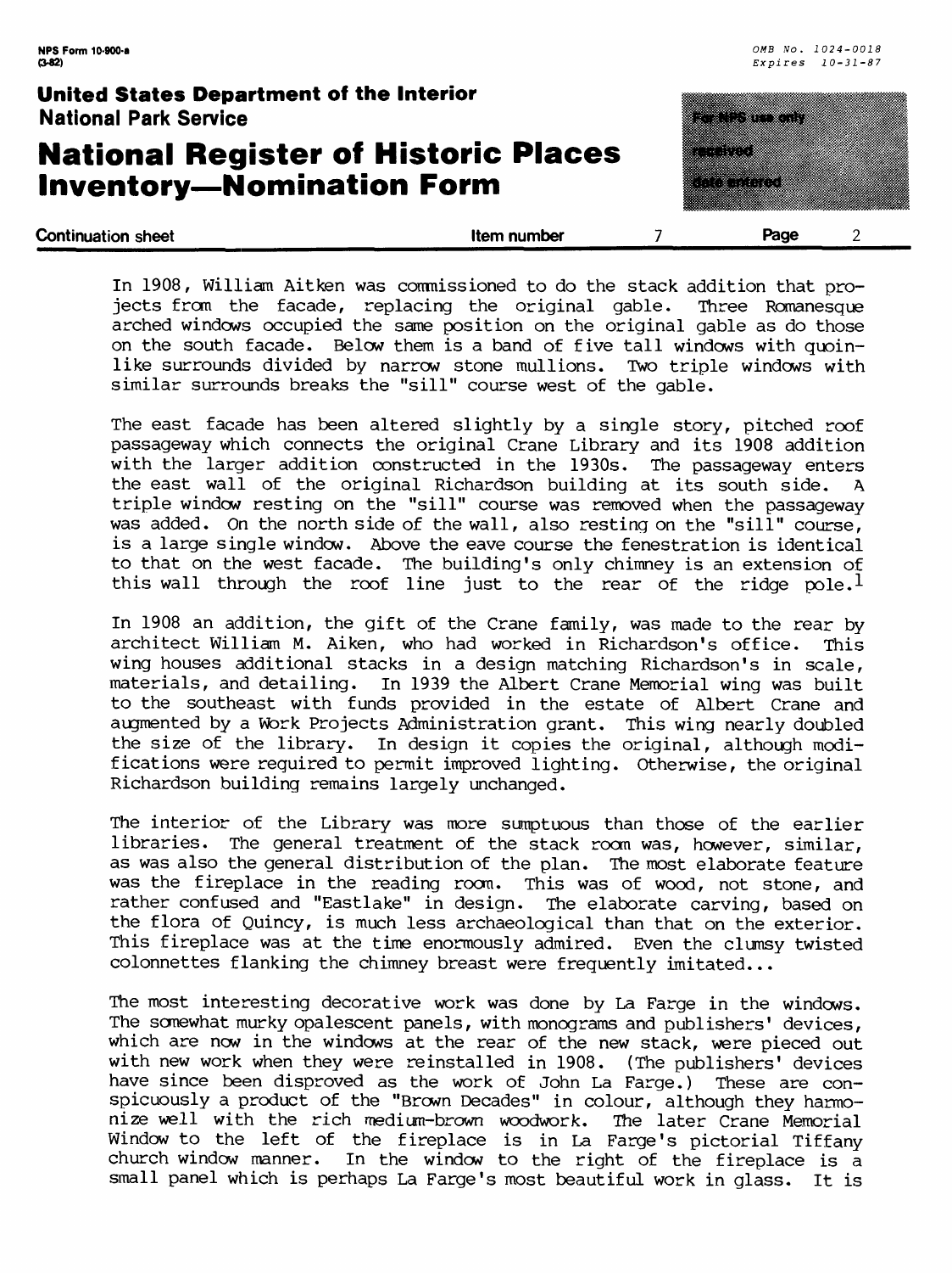In 1908, William Aitken was commissioned to do the stack addition that projects from the facade, replacing the original gable. Three Romanesque arched windows occupied the same position on the original gable as do those on the south facade. Below them is a band of five tall windows with quoin-like surrounds divided by narrow stone mullions. Two triple windows with similar surrounds breaks the "sill" course west of the gable.

The east facade has been altered slightly by a single story, pitched roof passageway which connects the original Crane Library and its 1908 addition with the larger addition constructed in the 1930s. The passageway enters the east wall of the original Richardson building at its south side. A triple window resting on the "sill" course was removed when the passageway was added. On the north side of the wall, also resting on the "sill" course, is a large single window. Above the eave course the fenestration is identical to that on the west facade. The building's only chimney is an extension of this wall through the roof line just to the rear of the ridge pole.[1]

In 1908 an addition, the gift of the Crane family, was made to the rear by architect William M. Aiken, who had worked in Richardson's office. This wing houses additional stacks in a design matching Richardson's in scale, materials, and detailing. In 1939 the Albert Crane Memorial wing was built to the southeast with funds provided in the estate of Albert Crane and augmented by a Work Projects Administration grant. This wing nearly doubled the size of the library. In design it copies the original, although modifications were required to permit improved lighting. Otherwise, the original Richardson building remains largely unchanged.

The interior of the Library was more sumptuous than those of the earlier libraries. The general treatment of the stack room was, however, similar, as was also the general distribution of the plan. The most elaborate feature was the fireplace in the reading room. This was of wood, not stone, and rather confused and "Eastlake" in design. The elaborate carving, based on the flora of Quincy, is much less archaeological than that on the exterior. This fireplace was at the time enormously admired. Even the clumsy twisted colonnettes flanking the chimney breast were frequently imitated...

The most interesting decorative work was done by La Farge in the windows. The somewhat murky opalescent panels, with monograms and publishers' devices, which are now in the windows at the rear of the new stack, were pieced out with new work when they were reinstalled in 1908. (The publishers' devices have since been disproved as the work of John La Farge.) These are conspicuously a product of the "Brown Decades" in colour, although they harmonize well with the rich medium-brown woodwork. The later Crane Memorial Window to the left of the fireplace is in La Farge's pictorial Tiffany church window manner. In the window to the right of the fireplace is a small panel which is perhaps La Farge's most beautiful work in glass. It is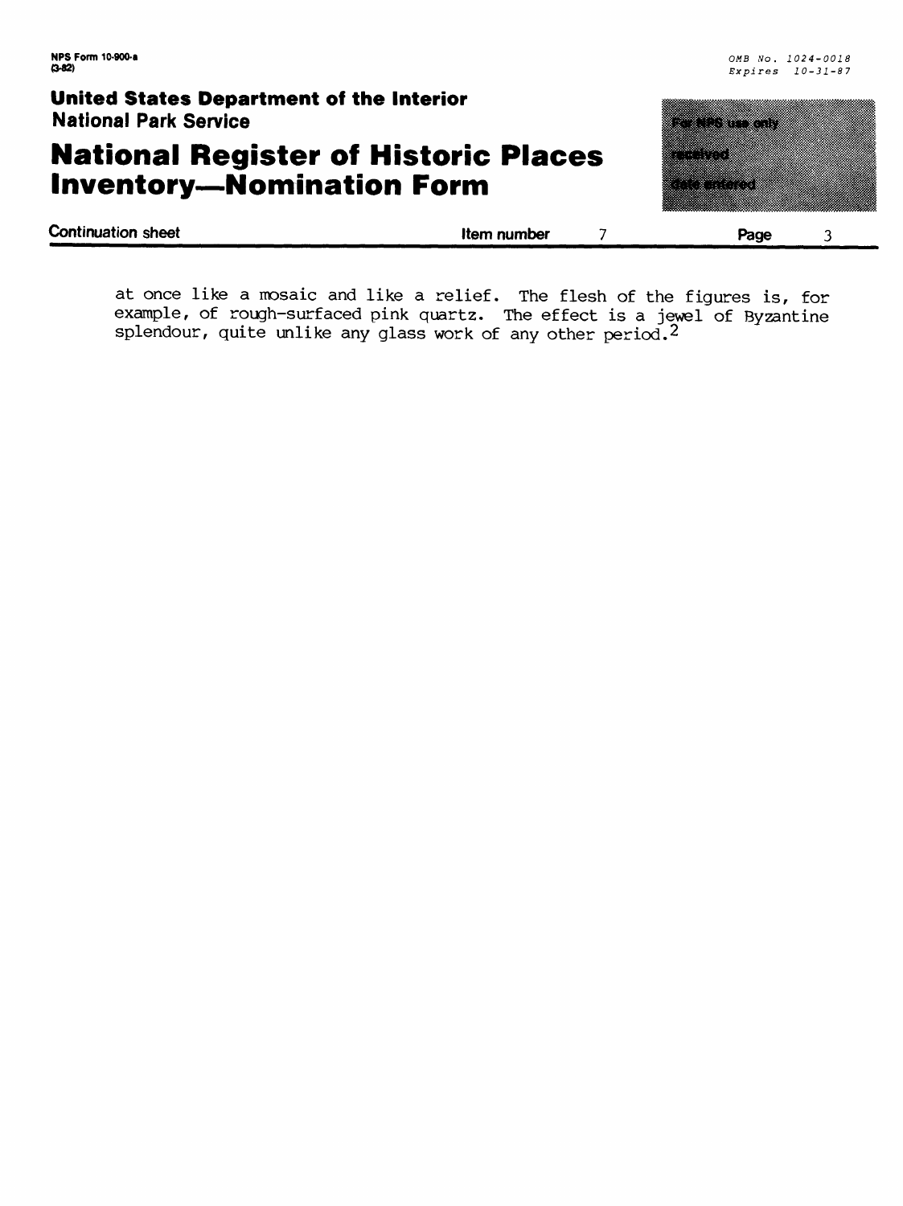at once like a mosaic and like a relief. The flesh of the figures is, for example, of rough-surfaced pink quartz. The effect is a jewel of Byzantine splendour, quite unlike any glass work of any other period.[2]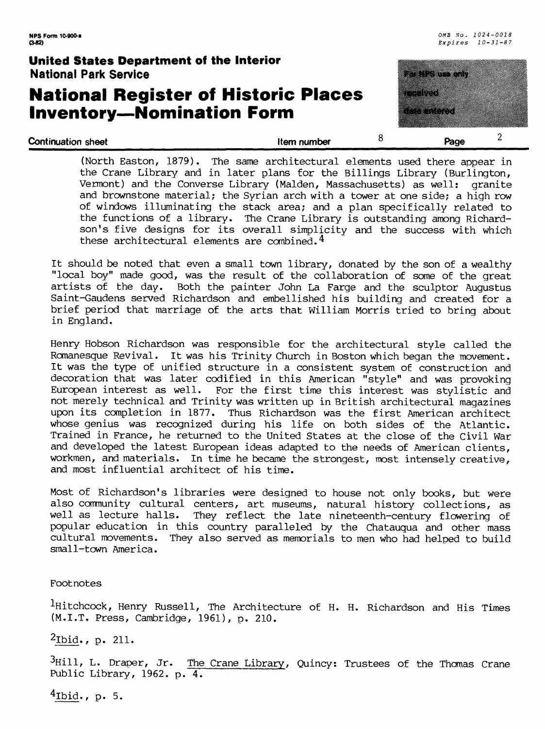(North Easton, 1879). The same architectural elements used there appear in the Crane Library and in later plans for the Billings Library (Burlington, Vermont) and the Converse Library (Malden, Massachusetts) as well: granite and brownstone material; the Syrian arch with a tower at one side; a high row of windows illuminating the stack area; and a plan specifically related to the functions of a library. The Crane Library is outstanding among Richardson's five designs for its overall simplicity and the success with which these architectural elements are combined.[4]

It should be noted that even a small town library, donated by the son of a wealthy "local boy" made good, was the result of the collaboration of some of the great artists of the day. Both the painter John La Farge and the sculptor Augustus Saint-Gaudens served Richardson and embellished his building and created for a brief period that marriage of the arts that William Morris tried to bring about in England.

Henry Hobson Richardson was responsible for the architectural style called the Romanesque Revival. It was his Trinity Church in Boston which began the movement. It was the type of unified structure in a consistent system of construction and decoration that was later codified in this American "style" and was provoking European interest as well. For the first time this interest was stylistic and not merely technical and Trinity was written up in British architectural magazines upon its completion in 1877. Thus Richardson was the first American architect whose genius was recognized during his life on both sides of the Atlantic. Trained in France, he returned to the United States at the close of the Civil War and developed the latest European ideas adapted to the needs of American clients, workmen, and materials. In time he became the strongest, most intensely creative, and most influential architect of his time.

Most of Richardson's libraries were designed to house not only books, but were also community cultural centers, art museums, natural history collections, as well as lecture halls. They reflect the late nineteenth-century flowering of popular education in this country paralleled by the Chatauqua and other mass cultural movements. They also served as memorials to men who had helped to build small-town America.

Footnotes

[1]Hitchcock, Henry Russell, The Architecture of H. H. Richardson and His Times (M.I.T. Press, Cambridge, 1961), p. 210.

[2]Ibid., p. 211.

[3]Hill, L. Draper, Jr. The Crane Library, Quincy: Trustees of the Thomas Crane Public Library, 1962. p. 4.

[4]Ibid., p. 5.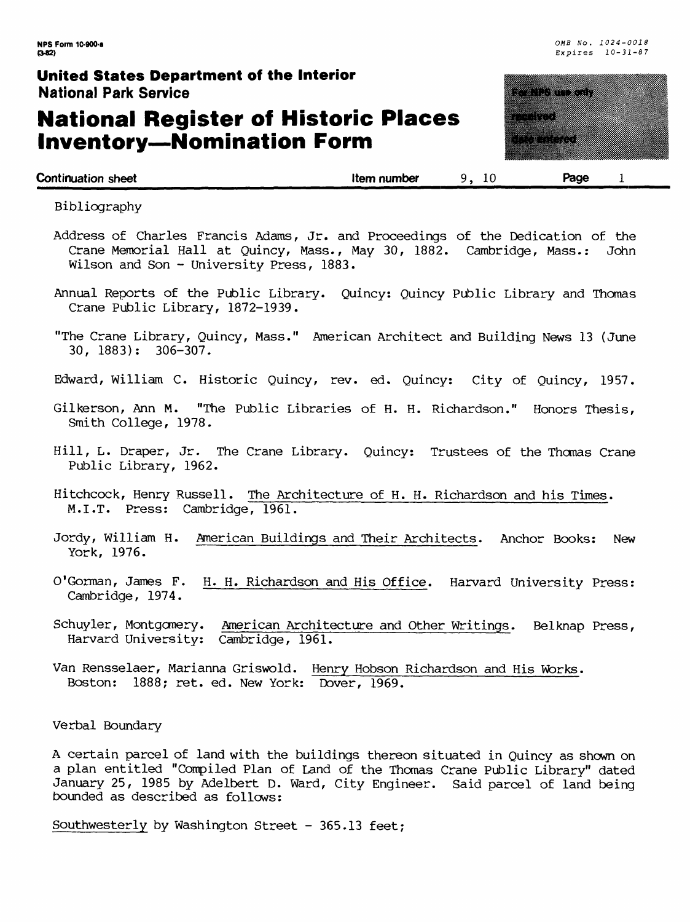Continuation sheet | Item number 9, 10 | Page 1

Bibliography

Address of Charles Francis Adams, Jr. and Proceedings of the Dedication of the Crane Memorial Hall at Quincy, Mass., May 30, 1882. Cambridge, Mass.: John Wilson and Son - University Press, 1883.

Annual Reports of the Public Library. Quincy: Quincy Public Library and Thomas Crane Public Library, 1872-1939.

"The Crane Library, Quincy, Mass." American Architect and Building News 13 (June 30, 1883): 306-307.

Edward, William C. Historic Quincy, rev. ed. Quincy: City of Quincy, 1957.

Gilkerson, Ann M. "The Public Libraries of H. H. Richardson." Honors Thesis, Smith College, 1978.

Hill, L. Draper, Jr. The Crane Library. Quincy: Trustees of the Thomas Crane Public Library, 1962.

Hitchcock, Henry Russell. The Architecture of H. H. Richardson and his Times. M.I.T. Press: Cambridge, 1961.

Jordy, William H. American Buildings and Their Architects. Anchor Books: New York, 1976.

O'Gorman, James F. H. H. Richardson and His Office. Harvard University Press: Cambridge, 1974.

Schuyler, Montgomery. American Architecture and Other Writings. Belknap Press, Harvard University: Cambridge, 1961.

Van Rensselaer, Marianna Griswold. Henry Hobson Richardson and His Works. Boston: 1888; ret. ed. New York: Dover, 1969.

Verbal Boundary

A certain parcel of land with the buildings thereon situated in Quincy as shown on a plan entitled "Compiled Plan of Land of the Thomas Crane Public Library" dated January 25, 1985 by Adelbert D. Ward, City Engineer. Said parcel of land being bounded as described as follows:

Southwesterly by Washington Street - 365.13 feet;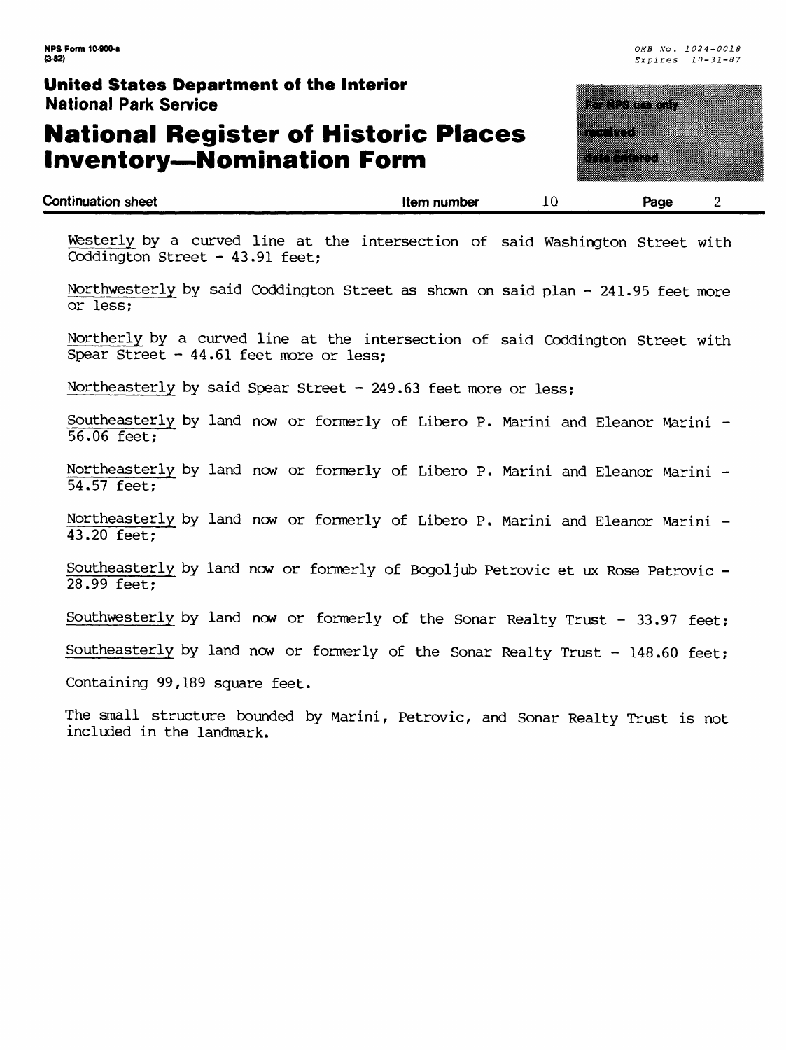Westerly by a curved line at the intersection of said Washington Street with Coddington Street - 43.91 feet;

Northwesterly by said Coddington Street as shown on said plan - 241.95 feet more or less;

Northerly by a curved line at the intersection of said Coddington Street with Spear Street - 44.61 feet more or less;

Northeasterly by said Spear Street - 249.63 feet more or less;

Southeasterly by land now or formerly of Libero P. Marini and Eleanor Marini - 56.06 feet;

Northeasterly by land now or formerly of Libero P. Marini and Eleanor Marini - 54.57 feet;

Northeasterly by land now or formerly of Libero P. Marini and Eleanor Marini - 43.20 feet;

Southeasterly by land now or formerly of Bogoljub Petrovic et ux Rose Petrovic - 28.99 feet;

Southwesterly by land now or formerly of the Sonar Realty Trust - 33.97 feet;

Southeasterly by land now or formerly of the Sonar Realty Trust - 148.60 feet;

Containing 99,189 square feet.

The small structure bounded by Marini, Petrovic, and Sonar Realty Trust is not included in the landmark.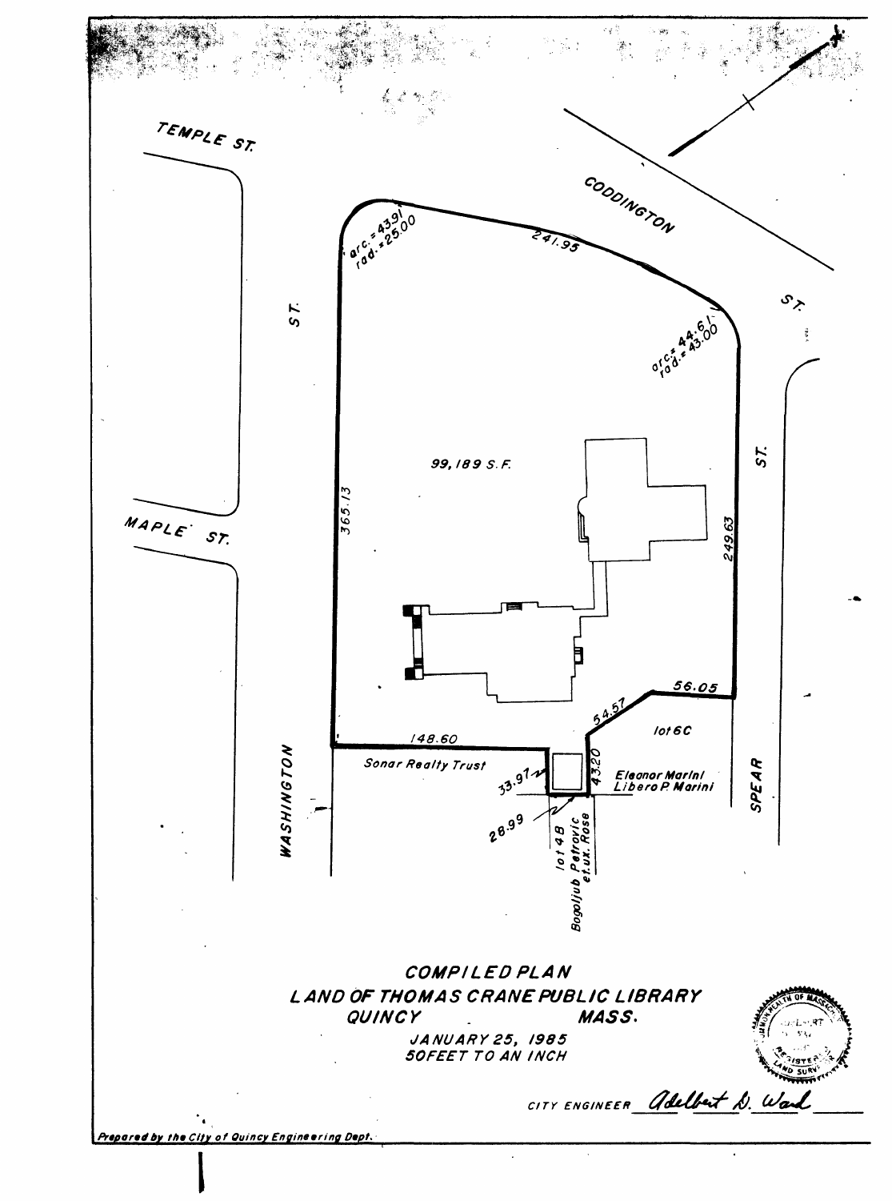TEMPLE ST.

CODDINGTON ST.

WASHINGTON ST.

MAPLE ST.

SPEAR ST.

arc.=43.91
rad.=25.00

241.95

arc.=44.61
rad.=43.00

99,189 S.F.

365.13

249.63

56.05

54.57

148.60

lot 6C

Sonar Realty Trust

33.97

43.20

28.99

Eleanor Marini
Libero P. Marini

lot 4B
Bogoljub Petrovic
et.ux. Rose

## COMPILED PLAN
## LAND OF THOMAS CRANE PUBLIC LIBRARY
## QUINCY MASS.

JANUARY 25, 1985
50 FEET TO AN INCH

CITY ENGINEER Adelbert D. Ward

Prepared by the City of Quincy Engineering Dept.